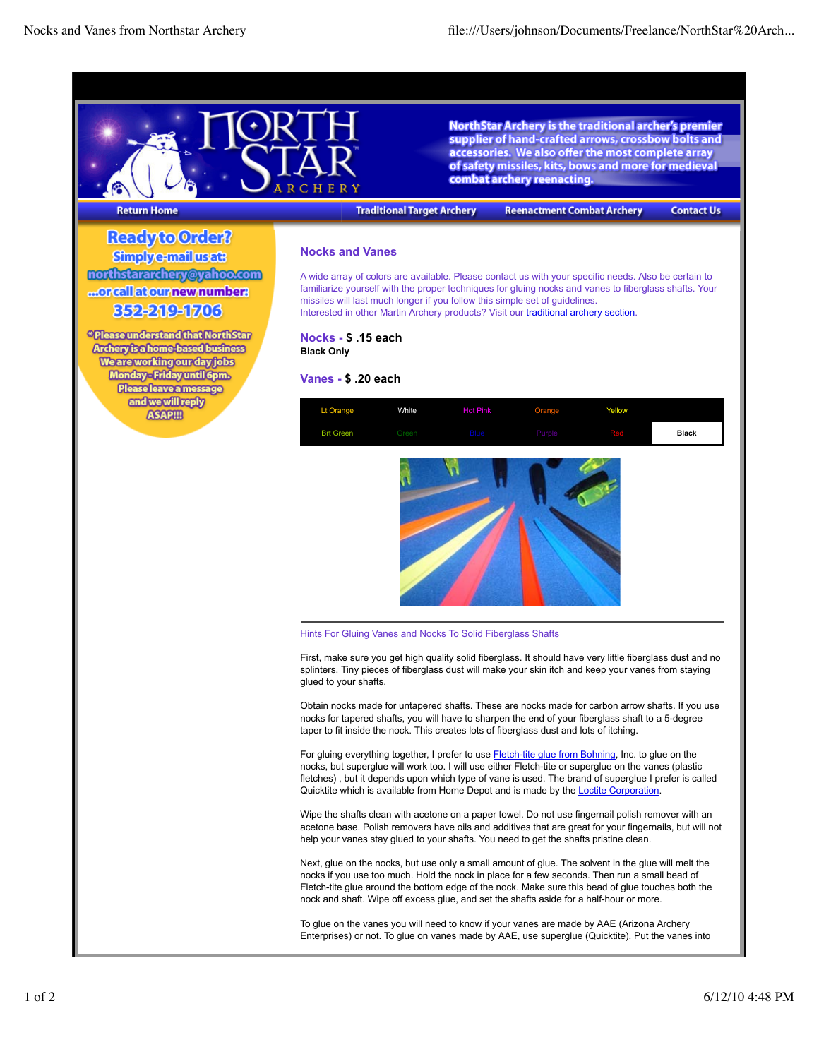NorthStar Archery is the traditional archer's premier supplier of hand-crafted arrows, crossbow bolts and accessories. We also offer the most complete array of safety missiles, kits, bows and more for medieval combat archery reenacting.

Return Home | Traditional Target Archery | Reenactment Combat Archery | Contact Us

**Ready to Order?**
**Simply e-mail us at:**
**northstararchery@yahoo.com**
**...or call at our new number:**
**352-219-1706**

*Please understand that NorthStar Archery is a home-based business. We are working our day jobs Monday - Friday until 6pm. Please leave a message and we will reply ASAP!!!

## Nocks and Vanes

A wide array of colors are available. Please contact us with your specific needs. Also be certain to familiarize yourself with the proper techniques for gluing nocks and vanes to fiberglass shafts. Your missiles will last much longer if you follow this simple set of guidelines.
Interested in other Martin Archery products? Visit our traditional archery section.

### Nocks - $ .15 each

**Black Only**

### Vanes - $ .20 each

| Lt Orange | White | Hot Pink | Orange | Yellow | |
|---|---|---|---|---|---|
| Brt Green | Green | Blue | Purple | Red | Black |

---

Hints For Gluing Vanes and Nocks To Solid Fiberglass Shafts

First, make sure you get high quality solid fiberglass. It should have very little fiberglass dust and no splinters. Tiny pieces of fiberglass dust will make your skin itch and keep your vanes from staying glued to your shafts.

Obtain nocks made for untapered shafts. These are nocks made for carbon arrow shafts. If you use nocks for tapered shafts, you will have to sharpen the end of your fiberglass shaft to a 5-degree taper to fit inside the nock. This creates lots of fiberglass dust and lots of itching.

For gluing everything together, I prefer to use Fletch-tite glue from Bohning, Inc. to glue on the nocks, but superglue will work too. I will use either Fletch-tite or superglue on the vanes (plastic fletches) , but it depends upon which type of vane is used. The brand of superglue I prefer is called Quicktite which is available from Home Depot and is made by the Loctite Corporation.

Wipe the shafts clean with acetone on a paper towel. Do not use fingernail polish remover with an acetone base. Polish removers have oils and additives that are great for your fingernails, but will not help your vanes stay glued to your shafts. You need to get the shafts pristine clean.

Next, glue on the nocks, but use only a small amount of glue. The solvent in the glue will melt the nocks if you use too much. Hold the nock in place for a few seconds. Then run a small bead of Fletch-tite glue around the bottom edge of the nock. Make sure this bead of glue touches both the nock and shaft. Wipe off excess glue, and set the shafts aside for a half-hour or more.

To glue on the vanes you will need to know if your vanes are made by AAE (Arizona Archery Enterprises) or not. To glue on vanes made by AAE, use superglue (Quicktite). Put the vanes into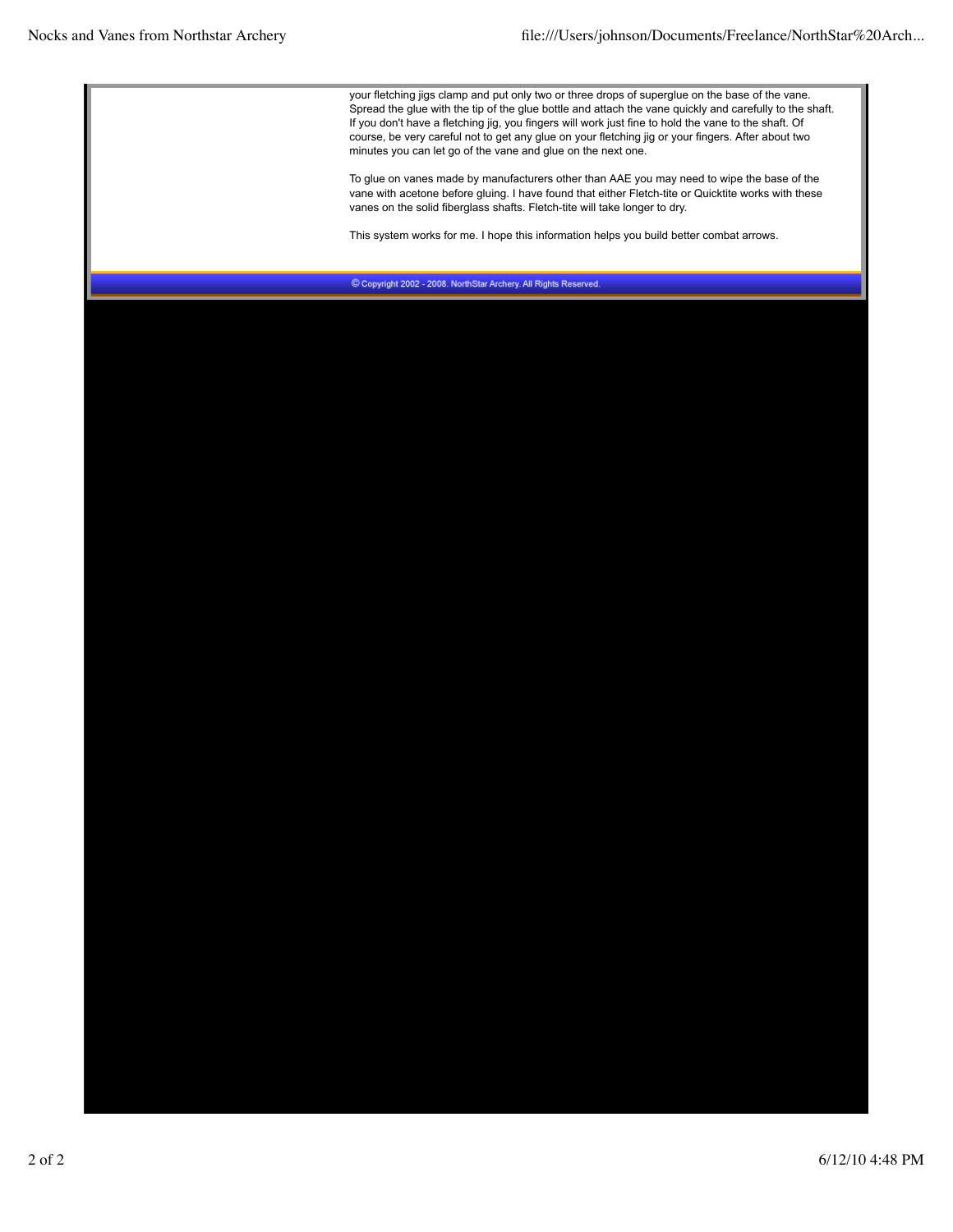your fletching jigs clamp and put only two or three drops of superglue on the base of the vane. Spread the glue with the tip of the glue bottle and attach the vane quickly and carefully to the shaft. If you don't have a fletching jig, you fingers will work just fine to hold the vane to the shaft. Of course, be very careful not to get any glue on your fletching jig or your fingers. After about two minutes you can let go of the vane and glue on the next one.

To glue on vanes made by manufacturers other than AAE you may need to wipe the base of the vane with acetone before gluing. I have found that either Fletch-tite or Quicktite works with these vanes on the solid fiberglass shafts. Fletch-tite will take longer to dry.

This system works for me. I hope this information helps you build better combat arrows.

© Copyright 2002 - 2008. NorthStar Archery. All Rights Reserved.